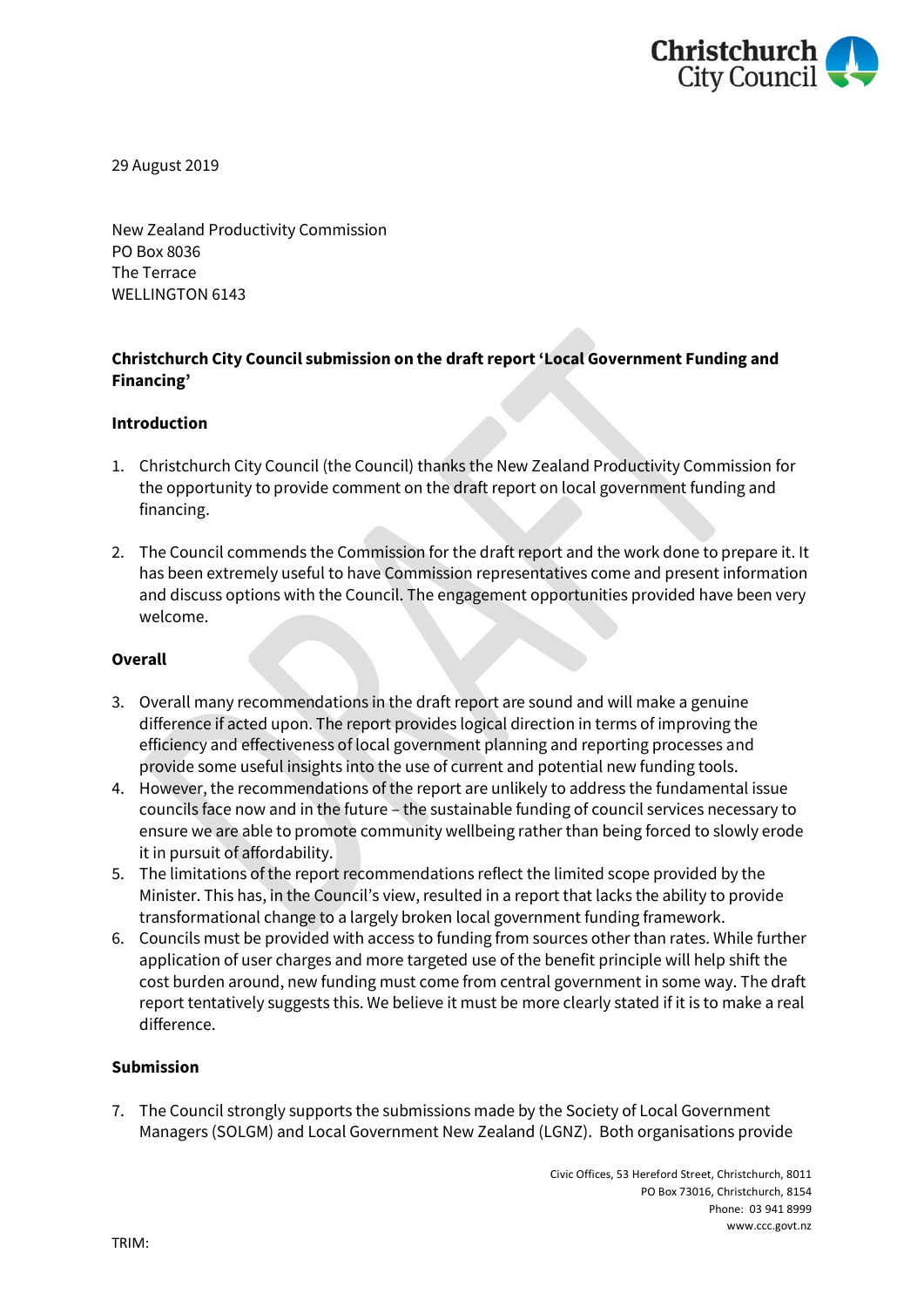29 August 2019

New Zealand Productivity Commission
PO Box 8036
The Terrace
WELLINGTON 6143

**Christchurch City Council submission on the draft report 'Local Government Funding and Financing'**

**Introduction**

1. Christchurch City Council (the Council) thanks the New Zealand Productivity Commission for the opportunity to provide comment on the draft report on local government funding and financing.

2. The Council commends the Commission for the draft report and the work done to prepare it. It has been extremely useful to have Commission representatives come and present information and discuss options with the Council. The engagement opportunities provided have been very welcome.

**Overall**

3. Overall many recommendations in the draft report are sound and will make a genuine difference if acted upon. The report provides logical direction in terms of improving the efficiency and effectiveness of local government planning and reporting processes and provide some useful insights into the use of current and potential new funding tools.
4. However, the recommendations of the report are unlikely to address the fundamental issue councils face now and in the future – the sustainable funding of council services necessary to ensure we are able to promote community wellbeing rather than being forced to slowly erode it in pursuit of affordability.
5. The limitations of the report recommendations reflect the limited scope provided by the Minister. This has, in the Council's view, resulted in a report that lacks the ability to provide transformational change to a largely broken local government funding framework.
6. Councils must be provided with access to funding from sources other than rates. While further application of user charges and more targeted use of the benefit principle will help shift the cost burden around, new funding must come from central government in some way. The draft report tentatively suggests this. We believe it must be more clearly stated if it is to make a real difference.

**Submission**

7. The Council strongly supports the submissions made by the Society of Local Government Managers (SOLGM) and Local Government New Zealand (LGNZ). Both organisations provide

Civic Offices, 53 Hereford Street, Christchurch, 8011
PO Box 73016, Christchurch, 8154
Phone: 03 941 8999
www.ccc.govt.nz

TRIM: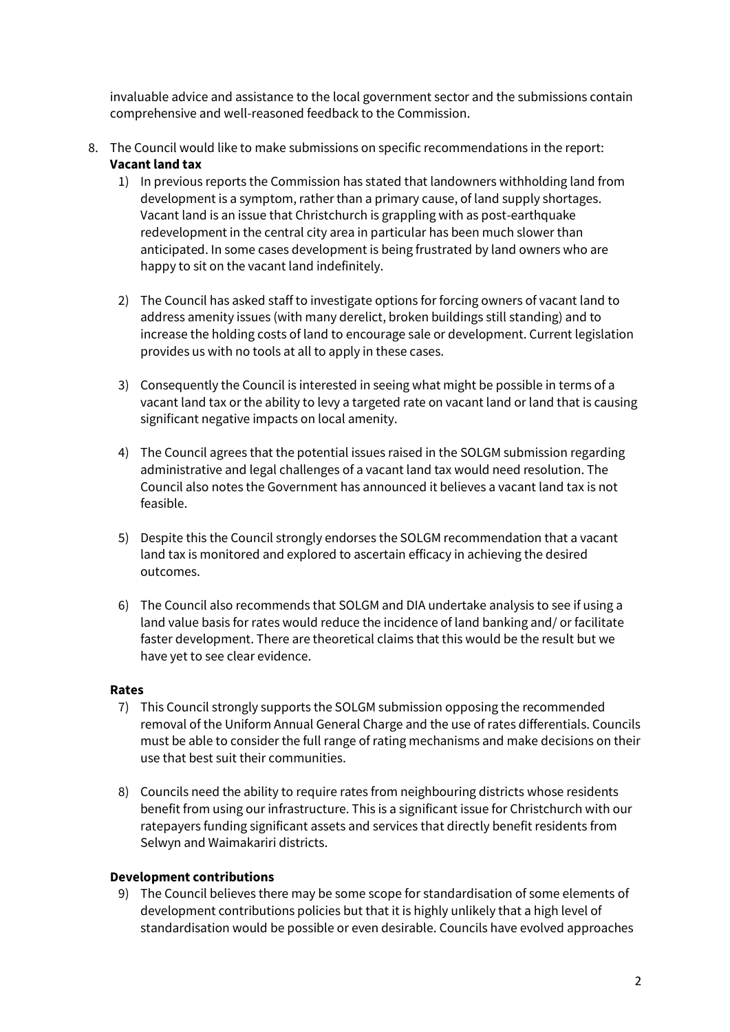invaluable advice and assistance to the local government sector and the submissions contain comprehensive and well-reasoned feedback to the Commission.

8. The Council would like to make submissions on specific recommendations in the report:

**Vacant land tax**

1) In previous reports the Commission has stated that landowners withholding land from development is a symptom, rather than a primary cause, of land supply shortages. Vacant land is an issue that Christchurch is grappling with as post-earthquake redevelopment in the central city area in particular has been much slower than anticipated. In some cases development is being frustrated by land owners who are happy to sit on the vacant land indefinitely.

2) The Council has asked staff to investigate options for forcing owners of vacant land to address amenity issues (with many derelict, broken buildings still standing) and to increase the holding costs of land to encourage sale or development. Current legislation provides us with no tools at all to apply in these cases.

3) Consequently the Council is interested in seeing what might be possible in terms of a vacant land tax or the ability to levy a targeted rate on vacant land or land that is causing significant negative impacts on local amenity.

4) The Council agrees that the potential issues raised in the SOLGM submission regarding administrative and legal challenges of a vacant land tax would need resolution. The Council also notes the Government has announced it believes a vacant land tax is not feasible.

5) Despite this the Council strongly endorses the SOLGM recommendation that a vacant land tax is monitored and explored to ascertain efficacy in achieving the desired outcomes.

6) The Council also recommends that SOLGM and DIA undertake analysis to see if using a land value basis for rates would reduce the incidence of land banking and/ or facilitate faster development. There are theoretical claims that this would be the result but we have yet to see clear evidence.

**Rates**

7) This Council strongly supports the SOLGM submission opposing the recommended removal of the Uniform Annual General Charge and the use of rates differentials. Councils must be able to consider the full range of rating mechanisms and make decisions on their use that best suit their communities.

8) Councils need the ability to require rates from neighbouring districts whose residents benefit from using our infrastructure. This is a significant issue for Christchurch with our ratepayers funding significant assets and services that directly benefit residents from Selwyn and Waimakariri districts.

**Development contributions**

9) The Council believes there may be some scope for standardisation of some elements of development contributions policies but that it is highly unlikely that a high level of standardisation would be possible or even desirable. Councils have evolved approaches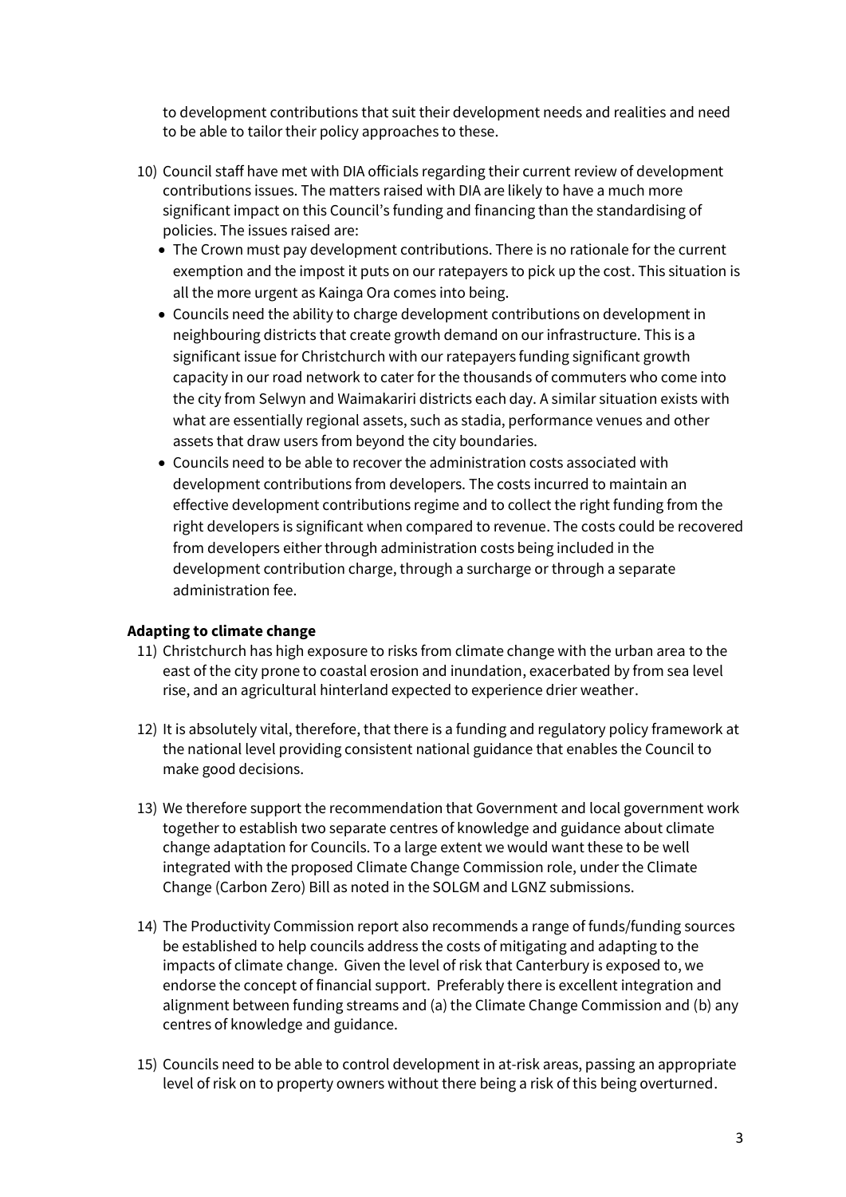to development contributions that suit their development needs and realities and need to be able to tailor their policy approaches to these.

10) Council staff have met with DIA officials regarding their current review of development contributions issues. The matters raised with DIA are likely to have a much more significant impact on this Council's funding and financing than the standardising of policies. The issues raised are:
    - The Crown must pay development contributions. There is no rationale for the current exemption and the impost it puts on our ratepayers to pick up the cost. This situation is all the more urgent as Kainga Ora comes into being.
    - Councils need the ability to charge development contributions on development in neighbouring districts that create growth demand on our infrastructure. This is a significant issue for Christchurch with our ratepayers funding significant growth capacity in our road network to cater for the thousands of commuters who come into the city from Selwyn and Waimakariri districts each day. A similar situation exists with what are essentially regional assets, such as stadia, performance venues and other assets that draw users from beyond the city boundaries.
    - Councils need to be able to recover the administration costs associated with development contributions from developers. The costs incurred to maintain an effective development contributions regime and to collect the right funding from the right developers is significant when compared to revenue. The costs could be recovered from developers either through administration costs being included in the development contribution charge, through a surcharge or through a separate administration fee.

**Adapting to climate change**

11) Christchurch has high exposure to risks from climate change with the urban area to the east of the city prone to coastal erosion and inundation, exacerbated by from sea level rise, and an agricultural hinterland expected to experience drier weather.

12) It is absolutely vital, therefore, that there is a funding and regulatory policy framework at the national level providing consistent national guidance that enables the Council to make good decisions.

13) We therefore support the recommendation that Government and local government work together to establish two separate centres of knowledge and guidance about climate change adaptation for Councils. To a large extent we would want these to be well integrated with the proposed Climate Change Commission role, under the Climate Change (Carbon Zero) Bill as noted in the SOLGM and LGNZ submissions.

14) The Productivity Commission report also recommends a range of funds/funding sources be established to help councils address the costs of mitigating and adapting to the impacts of climate change. Given the level of risk that Canterbury is exposed to, we endorse the concept of financial support. Preferably there is excellent integration and alignment between funding streams and (a) the Climate Change Commission and (b) any centres of knowledge and guidance.

15) Councils need to be able to control development in at-risk areas, passing an appropriate level of risk on to property owners without there being a risk of this being overturned.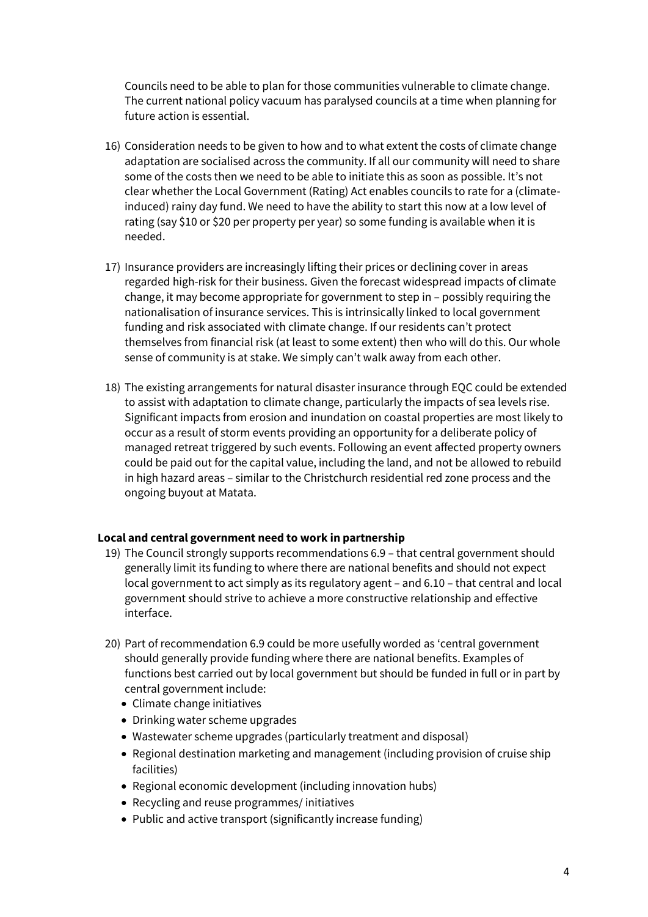Councils need to be able to plan for those communities vulnerable to climate change. The current national policy vacuum has paralysed councils at a time when planning for future action is essential.

16) Consideration needs to be given to how and to what extent the costs of climate change adaptation are socialised across the community. If all our community will need to share some of the costs then we need to be able to initiate this as soon as possible. It's not clear whether the Local Government (Rating) Act enables councils to rate for a (climate-induced) rainy day fund. We need to have the ability to start this now at a low level of rating (say $10 or $20 per property per year) so some funding is available when it is needed.

17) Insurance providers are increasingly lifting their prices or declining cover in areas regarded high-risk for their business. Given the forecast widespread impacts of climate change, it may become appropriate for government to step in – possibly requiring the nationalisation of insurance services. This is intrinsically linked to local government funding and risk associated with climate change. If our residents can't protect themselves from financial risk (at least to some extent) then who will do this. Our whole sense of community is at stake. We simply can't walk away from each other.

18) The existing arrangements for natural disaster insurance through EQC could be extended to assist with adaptation to climate change, particularly the impacts of sea levels rise. Significant impacts from erosion and inundation on coastal properties are most likely to occur as a result of storm events providing an opportunity for a deliberate policy of managed retreat triggered by such events. Following an event affected property owners could be paid out for the capital value, including the land, and not be allowed to rebuild in high hazard areas – similar to the Christchurch residential red zone process and the ongoing buyout at Matata.

**Local and central government need to work in partnership**

19) The Council strongly supports recommendations 6.9 – that central government should generally limit its funding to where there are national benefits and should not expect local government to act simply as its regulatory agent – and 6.10 – that central and local government should strive to achieve a more constructive relationship and effective interface.

20) Part of recommendation 6.9 could be more usefully worded as 'central government should generally provide funding where there are national benefits. Examples of functions best carried out by local government but should be funded in full or in part by central government include:
    - Climate change initiatives
    - Drinking water scheme upgrades
    - Wastewater scheme upgrades (particularly treatment and disposal)
    - Regional destination marketing and management (including provision of cruise ship facilities)
    - Regional economic development (including innovation hubs)
    - Recycling and reuse programmes/ initiatives
    - Public and active transport (significantly increase funding)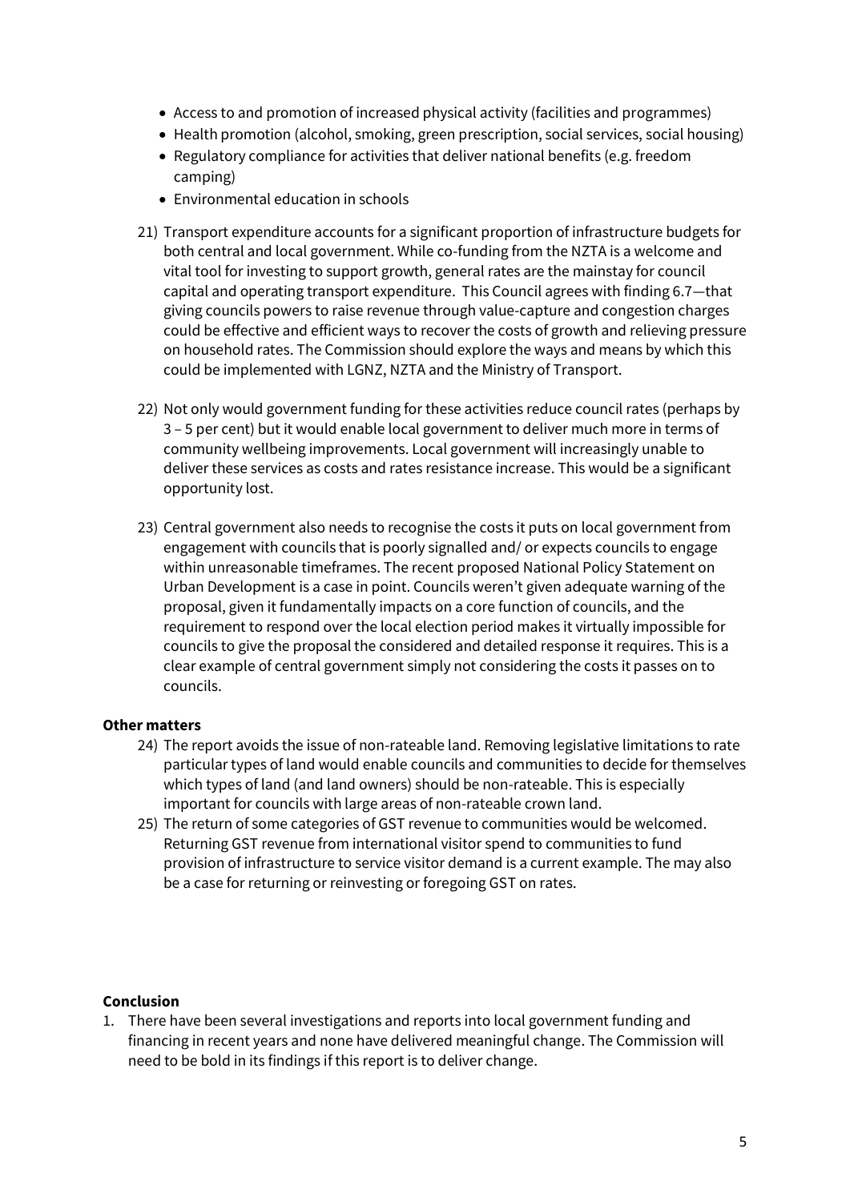- Access to and promotion of increased physical activity (facilities and programmes)
- Health promotion (alcohol, smoking, green prescription, social services, social housing)
- Regulatory compliance for activities that deliver national benefits (e.g. freedom camping)
- Environmental education in schools

21) Transport expenditure accounts for a significant proportion of infrastructure budgets for both central and local government. While co-funding from the NZTA is a welcome and vital tool for investing to support growth, general rates are the mainstay for council capital and operating transport expenditure. This Council agrees with finding 6.7—that giving councils powers to raise revenue through value-capture and congestion charges could be effective and efficient ways to recover the costs of growth and relieving pressure on household rates. The Commission should explore the ways and means by which this could be implemented with LGNZ, NZTA and the Ministry of Transport.

22) Not only would government funding for these activities reduce council rates (perhaps by 3 – 5 per cent) but it would enable local government to deliver much more in terms of community wellbeing improvements. Local government will increasingly unable to deliver these services as costs and rates resistance increase. This would be a significant opportunity lost.

23) Central government also needs to recognise the costs it puts on local government from engagement with councils that is poorly signalled and/ or expects councils to engage within unreasonable timeframes. The recent proposed National Policy Statement on Urban Development is a case in point. Councils weren't given adequate warning of the proposal, given it fundamentally impacts on a core function of councils, and the requirement to respond over the local election period makes it virtually impossible for councils to give the proposal the considered and detailed response it requires. This is a clear example of central government simply not considering the costs it passes on to councils.

**Other matters**

24) The report avoids the issue of non-rateable land. Removing legislative limitations to rate particular types of land would enable councils and communities to decide for themselves which types of land (and land owners) should be non-rateable. This is especially important for councils with large areas of non-rateable crown land.

25) The return of some categories of GST revenue to communities would be welcomed. Returning GST revenue from international visitor spend to communities to fund provision of infrastructure to service visitor demand is a current example. The may also be a case for returning or reinvesting or foregoing GST on rates.

**Conclusion**

1. There have been several investigations and reports into local government funding and financing in recent years and none have delivered meaningful change. The Commission will need to be bold in its findings if this report is to deliver change.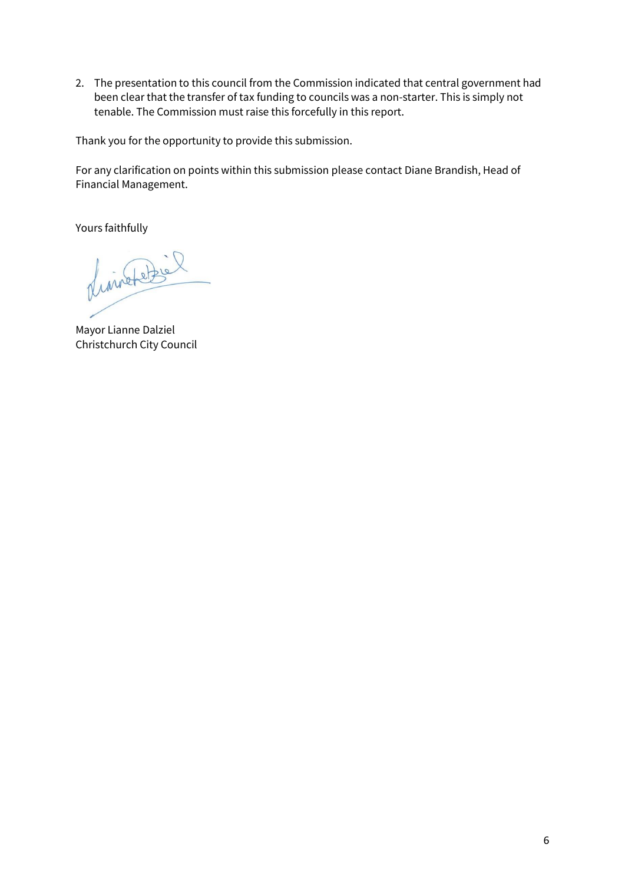2. The presentation to this council from the Commission indicated that central government had been clear that the transfer of tax funding to councils was a non-starter. This is simply not tenable. The Commission must raise this forcefully in this report.

Thank you for the opportunity to provide this submission.

For any clarification on points within this submission please contact Diane Brandish, Head of Financial Management.

Yours faithfully

Mayor Lianne Dalziel
Christchurch City Council